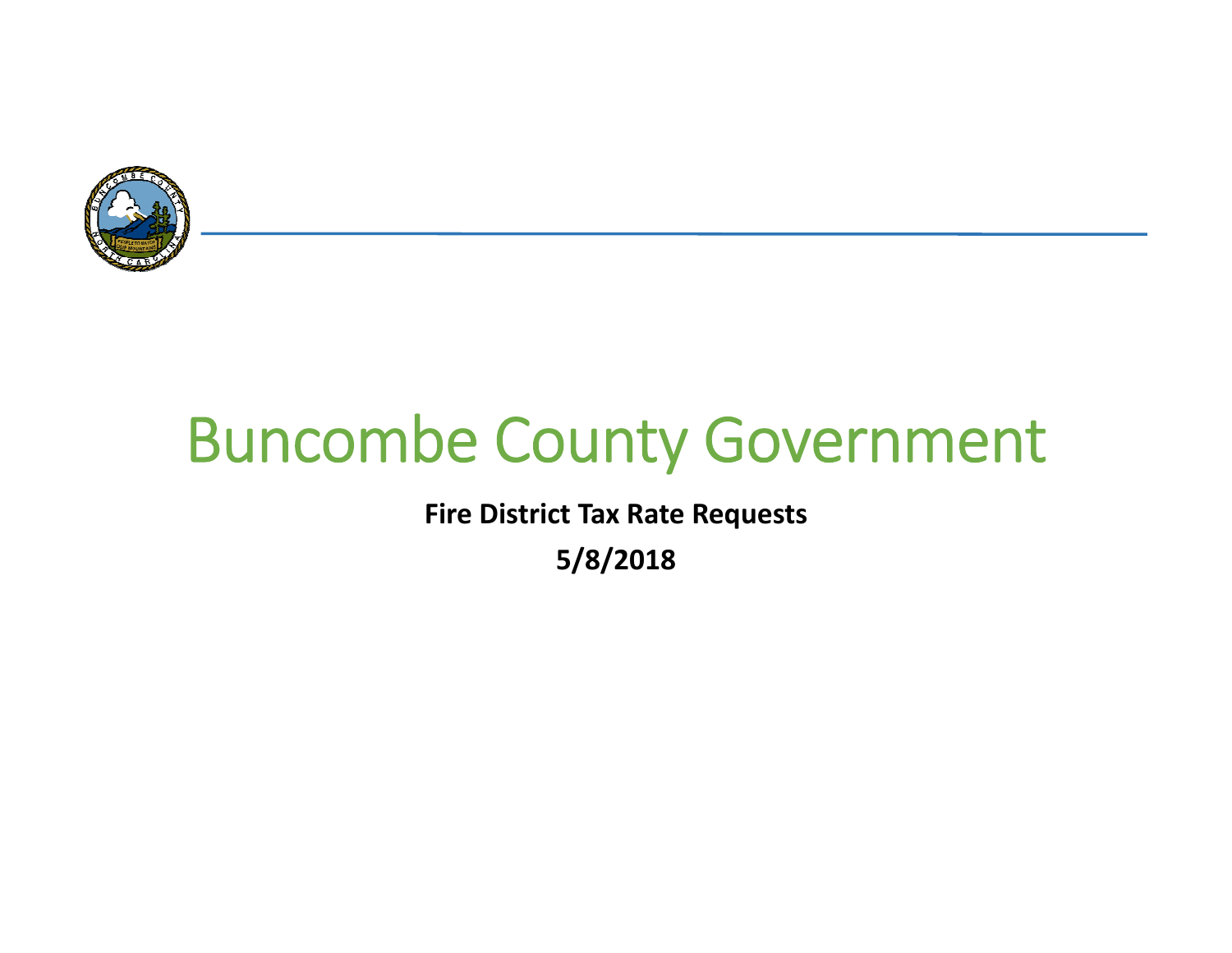# Buncombe County Government

**Fire District Tax Rate Requests**

**5/8/2018**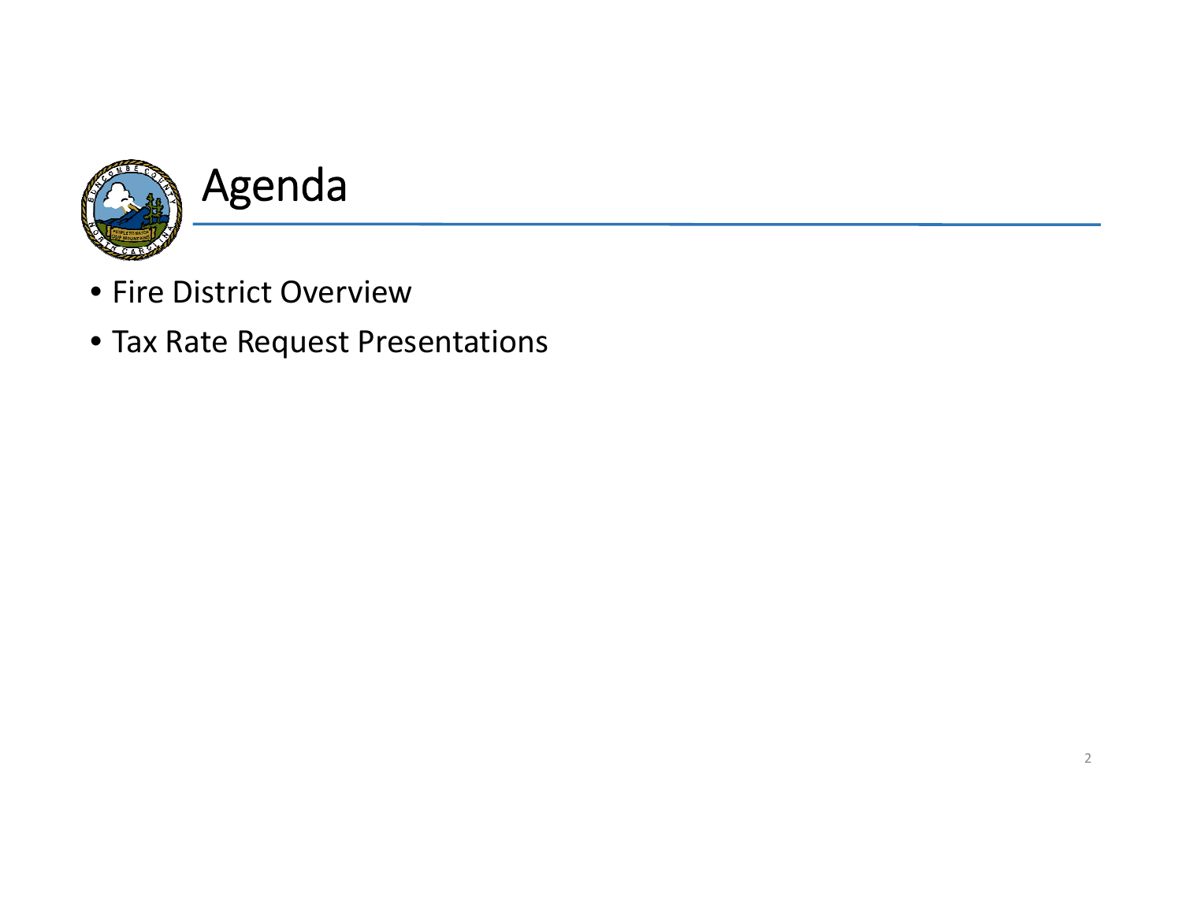# Agenda

- Fire District Overview
- Tax Rate Request Presentations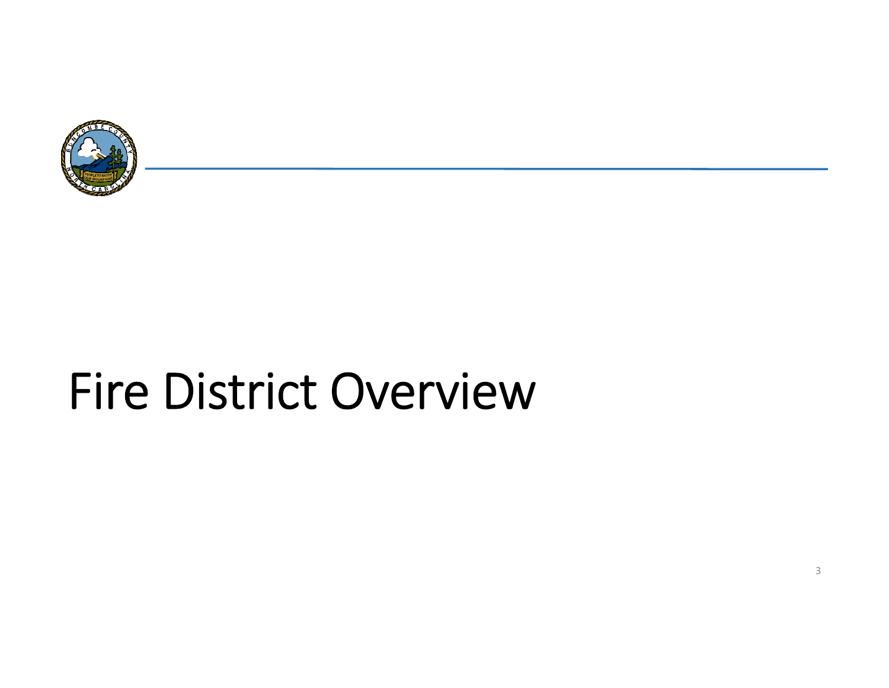# Fire District Overview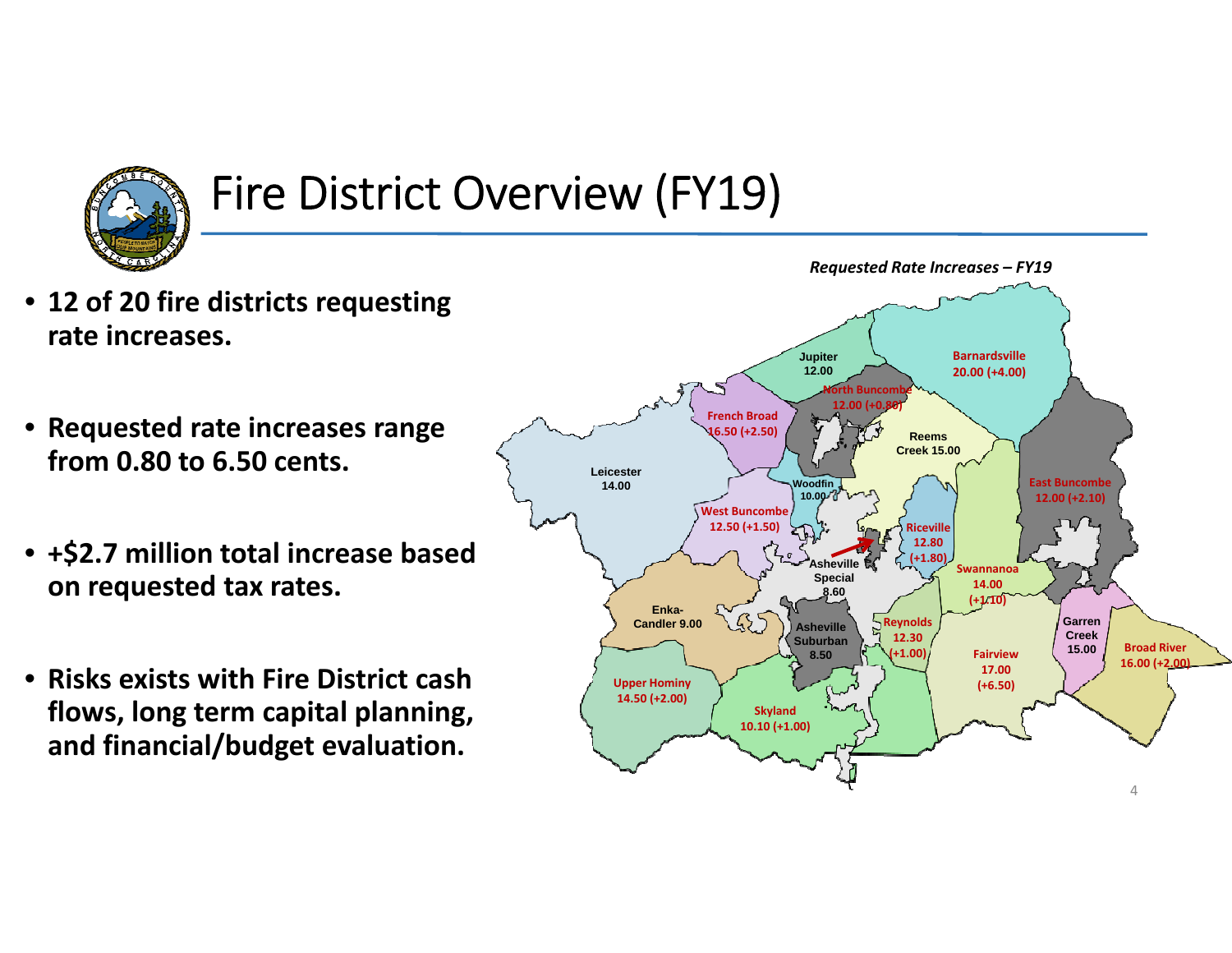# Fire District Overview (FY19)

- **12 of 20 fire districts requesting rate increases.**
- **Requested rate increases range from 0.80 to 6.50 cents.**
- **+$2.7 million total increase based on requested tax rates.**
- **Risks exists with Fire District cash flows, long term capital planning, and financial/budget evaluation.**

*Requested Rate Increases – FY19*

Jupiter 12.00
Barnardsville 20.00 (+4.00)
North Buncombe 12.00 (+0.80)
French Broad 16.50 (+2.50)
Reems Creek 15.00
Leicester 14.00
Woodfin 10.00
East Buncombe 12.00 (+2.10)
West Buncombe 12.50 (+1.50)
Riceville 12.80 (+1.80)
Asheville Special 8.60
Swannanoa 14.00 (+1.10)
Enka-Candler 9.00
Asheville Suburban 8.50
Reynolds 12.30 (+1.00)
Garren Creek 15.00
Fairview 17.00 (+6.50)
Broad River 16.00 (+2.00)
Upper Hominy 14.50 (+2.00)
Skyland 10.10 (+1.00)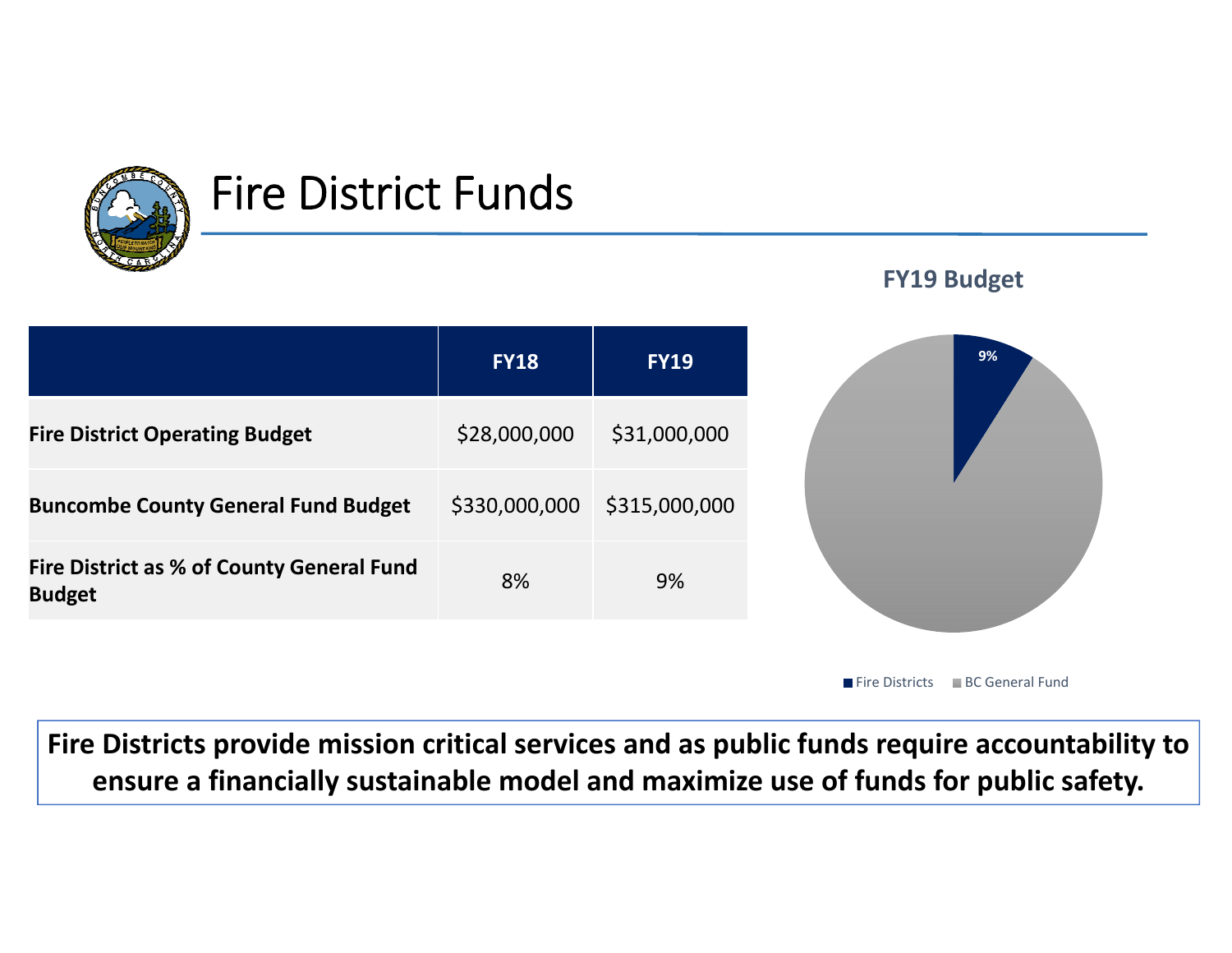# Fire District Funds

**FY19 Budget**

| | FY18 | FY19 |
|---|---|---|
| **Fire District Operating Budget** | $28,000,000 | $31,000,000 |
| **Buncombe County General Fund Budget** | $330,000,000 | $315,000,000 |
| **Fire District as % of County General Fund Budget** | 8% | 9% |

9%

Fire Districts BC General Fund

**Fire Districts provide mission critical services and as public funds require accountability to ensure a financially sustainable model and maximize use of funds for public safety.**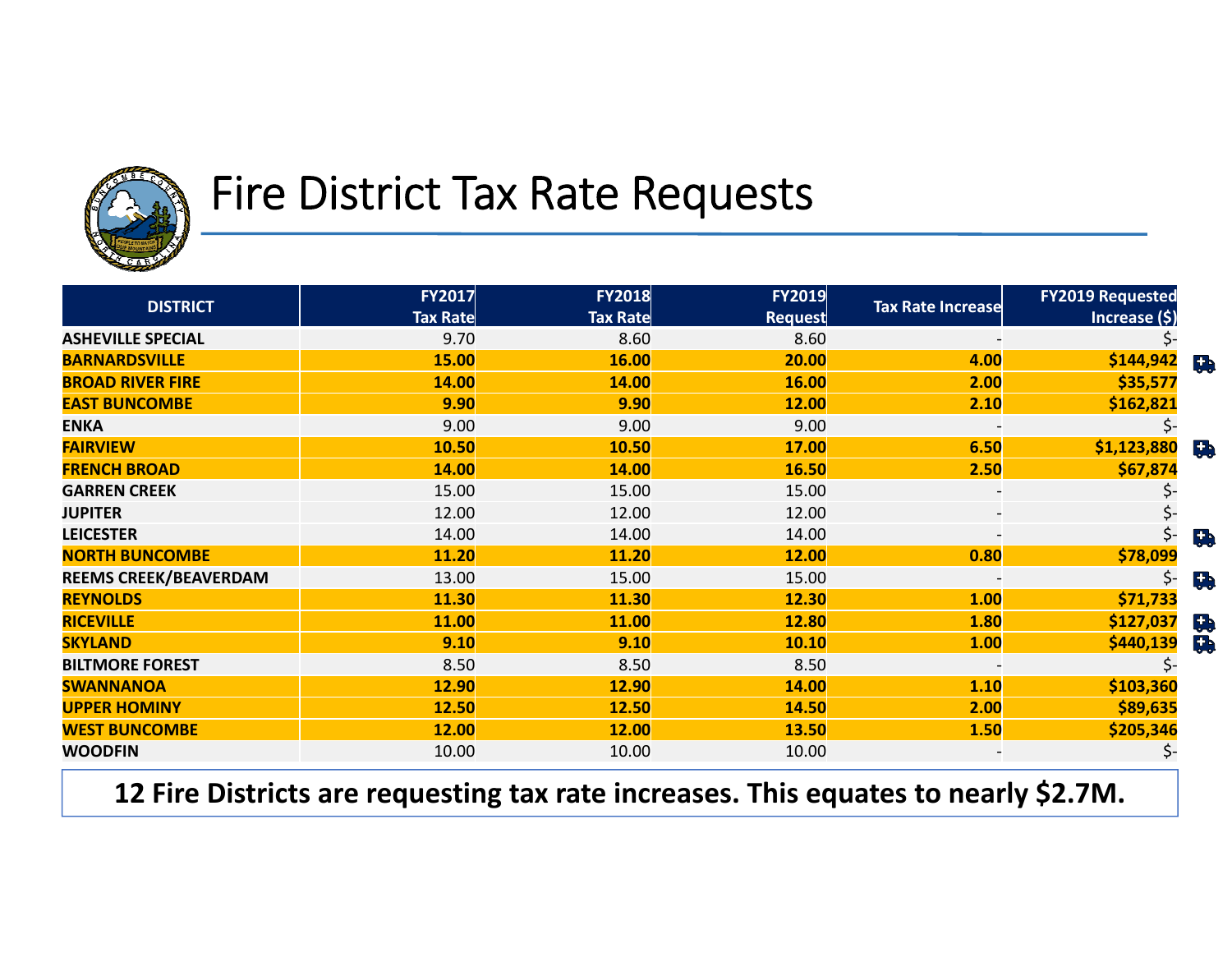# Fire District Tax Rate Requests

| DISTRICT | FY2017 Tax Rate | FY2018 Tax Rate | FY2019 Request | Tax Rate Increase | FY2019 Requested Increase ($) |
|---|---|---|---|---|---|
| ASHEVILLE SPECIAL | 9.70 | 8.60 | 8.60 | - | $- |
| **BARNARDSVILLE** | **15.00** | **16.00** | **20.00** | **4.00** | **$144,942** |
| **BROAD RIVER FIRE** | **14.00** | **14.00** | **16.00** | **2.00** | **$35,577** |
| **EAST BUNCOMBE** | **9.90** | **9.90** | **12.00** | **2.10** | **$162,821** |
| ENKA | 9.00 | 9.00 | 9.00 | - | $- |
| **FAIRVIEW** | **10.50** | **10.50** | **17.00** | **6.50** | **$1,123,880** |
| **FRENCH BROAD** | **14.00** | **14.00** | **16.50** | **2.50** | **$67,874** |
| GARREN CREEK | 15.00 | 15.00 | 15.00 | - | $- |
| JUPITER | 12.00 | 12.00 | 12.00 | - | $- |
| LEICESTER | 14.00 | 14.00 | 14.00 | - | $- |
| **NORTH BUNCOMBE** | **11.20** | **11.20** | **12.00** | **0.80** | **$78,099** |
| REEMS CREEK/BEAVERDAM | 13.00 | 15.00 | 15.00 | - | $- |
| **REYNOLDS** | **11.30** | **11.30** | **12.30** | **1.00** | **$71,733** |
| **RICEVILLE** | **11.00** | **11.00** | **12.80** | **1.80** | **$127,037** |
| **SKYLAND** | **9.10** | **9.10** | **10.10** | **1.00** | **$440,139** |
| BILTMORE FOREST | 8.50 | 8.50 | 8.50 | - | $- |
| **SWANNANOA** | **12.90** | **12.90** | **14.00** | **1.10** | **$103,360** |
| **UPPER HOMINY** | **12.50** | **12.50** | **14.50** | **2.00** | **$89,635** |
| **WEST BUNCOMBE** | **12.00** | **12.00** | **13.50** | **1.50** | **$205,346** |
| WOODFIN | 10.00 | 10.00 | 10.00 | - | $- |

**12 Fire Districts are requesting tax rate increases. This equates to nearly $2.7M.**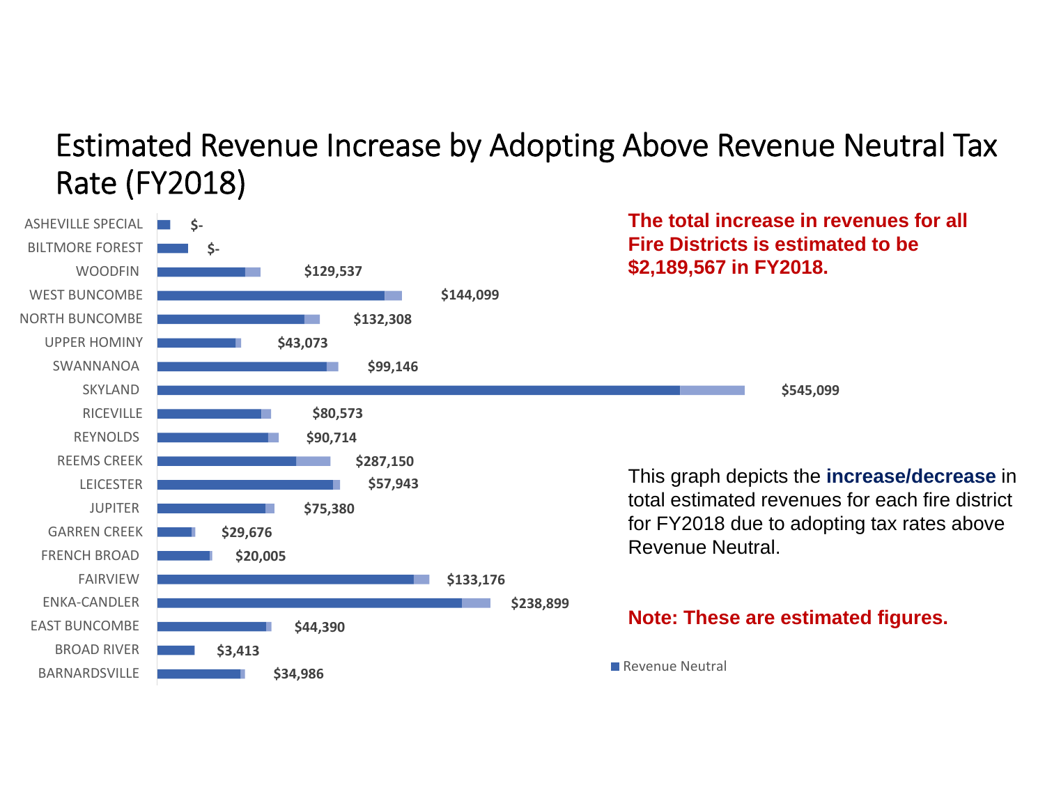# Estimated Revenue Increase by Adopting Above Revenue Neutral Tax Rate (FY2018)

| Fire District | Estimated Revenue Increase |
|---|---|
| ASHEVILLE SPECIAL | $- |
| BILTMORE FOREST | $- |
| WOODFIN | $129,537 |
| WEST BUNCOMBE | $144,099 |
| NORTH BUNCOMBE | $132,308 |
| UPPER HOMINY | $43,073 |
| SWANNANOA | $99,146 |
| SKYLAND | $545,099 |
| RICEVILLE | $80,573 |
| REYNOLDS | $90,714 |
| REEMS CREEK | $287,150 |
| LEICESTER | $57,943 |
| JUPITER | $75,380 |
| GARREN CREEK | $29,676 |
| FRENCH BROAD | $20,005 |
| FAIRVIEW | $133,176 |
| ENKA-CANDLER | $238,899 |
| EAST BUNCOMBE | $44,390 |
| BROAD RIVER | $3,413 |
| BARNARDSVILLE | $34,986 |

■ Revenue Neutral

**The total increase in revenues for all Fire Districts is estimated to be $2,189,567 in FY2018.**

This graph depicts the **increase/decrease** in total estimated revenues for each fire district for FY2018 due to adopting tax rates above Revenue Neutral.

**Note: These are estimated figures.**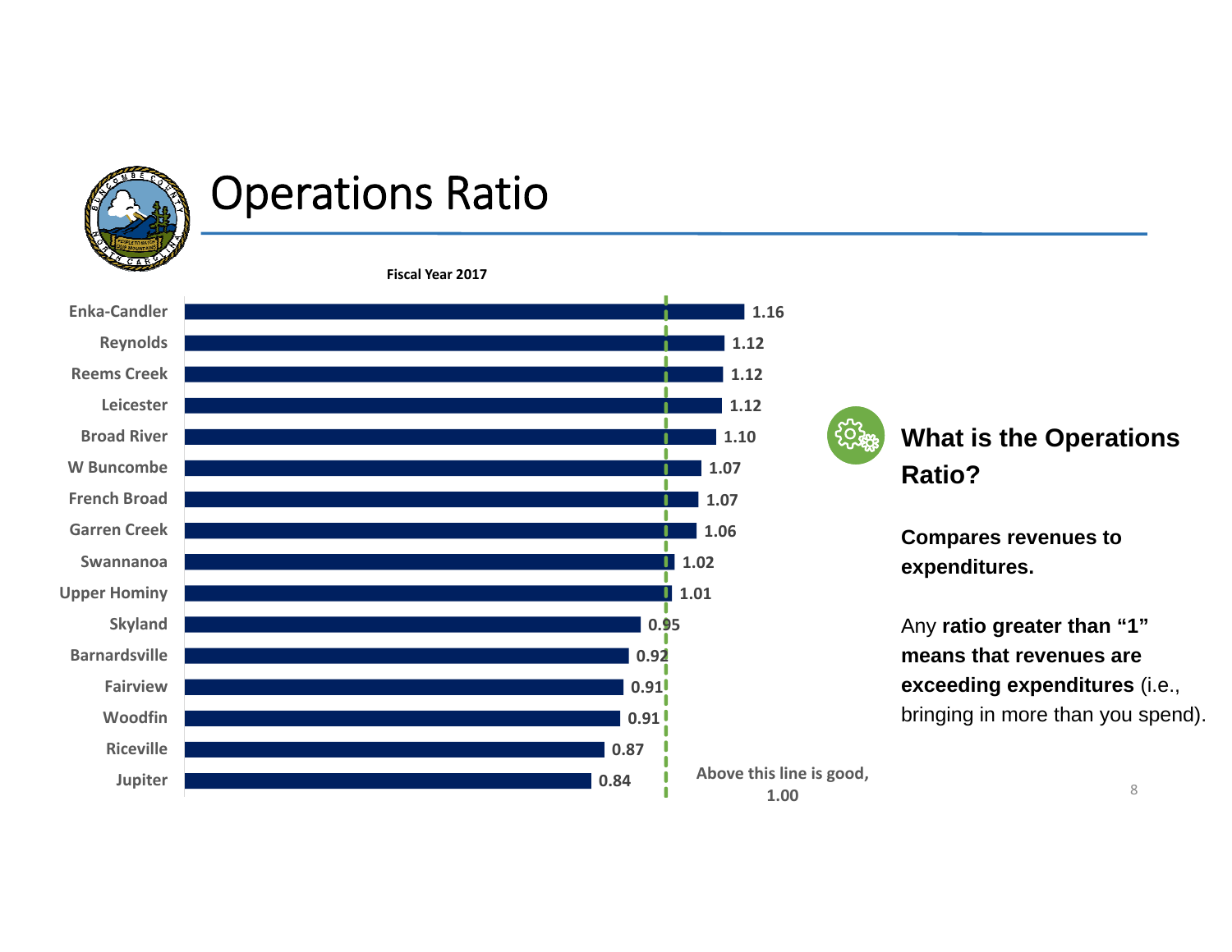# Operations Ratio

**Fiscal Year 2017**

| School | Operations Ratio |
|---|---|
| Enka-Candler | 1.16 |
| Reynolds | 1.12 |
| Reems Creek | 1.12 |
| Leicester | 1.12 |
| Broad River | 1.10 |
| W Buncombe | 1.07 |
| French Broad | 1.07 |
| Garren Creek | 1.06 |
| Swannanoa | 1.02 |
| Upper Hominy | 1.01 |
| Skyland | 0.95 |
| Barnardsville | 0.92 |
| Fairview | 0.91 |
| Woodfin | 0.91 |
| Riceville | 0.87 |
| Jupiter | 0.84 |

Above this line is good, 1.00

## What is the Operations Ratio?

**Compares revenues to expenditures.**

Any **ratio greater than "1" means that revenues are exceeding expenditures** (i.e., bringing in more than you spend).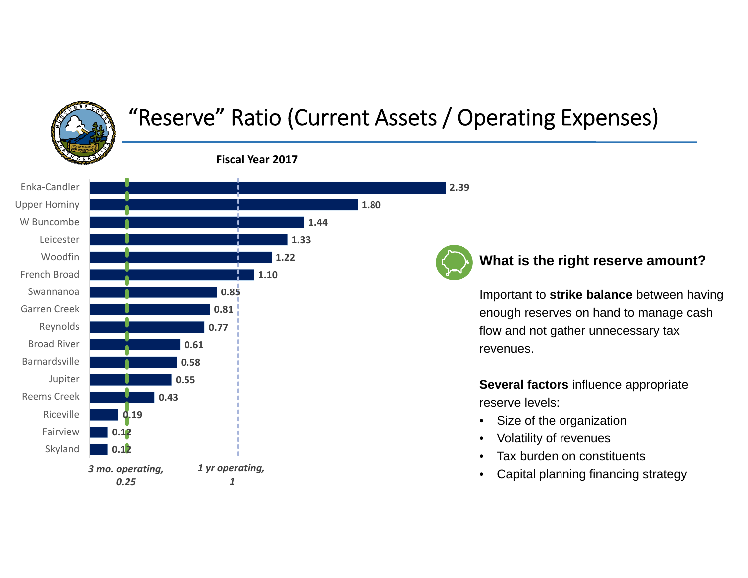# "Reserve" Ratio (Current Assets / Operating Expenses)

**Fiscal Year 2017**

| District | Ratio |
|---|---|
| Enka-Candler | 2.39 |
| Upper Hominy | 1.80 |
| W Buncombe | 1.44 |
| Leicester | 1.33 |
| Woodfin | 1.22 |
| French Broad | 1.10 |
| Swannanoa | 0.85 |
| Garren Creek | 0.81 |
| Reynolds | 0.77 |
| Broad River | 0.61 |
| Barnardsville | 0.58 |
| Jupiter | 0.55 |
| Reems Creek | 0.43 |
| Riceville | 0.19 |
| Fairview | 0.12 |
| Skyland | 0.12 |

*3 mo. operating, 0.25*

*1 yr operating, 1*

## What is the right reserve amount?

Important to **strike balance** between having enough reserves on hand to manage cash flow and not gather unnecessary tax revenues.

**Several factors** influence appropriate reserve levels:

- Size of the organization
- Volatility of revenues
- Tax burden on constituents
- Capital planning financing strategy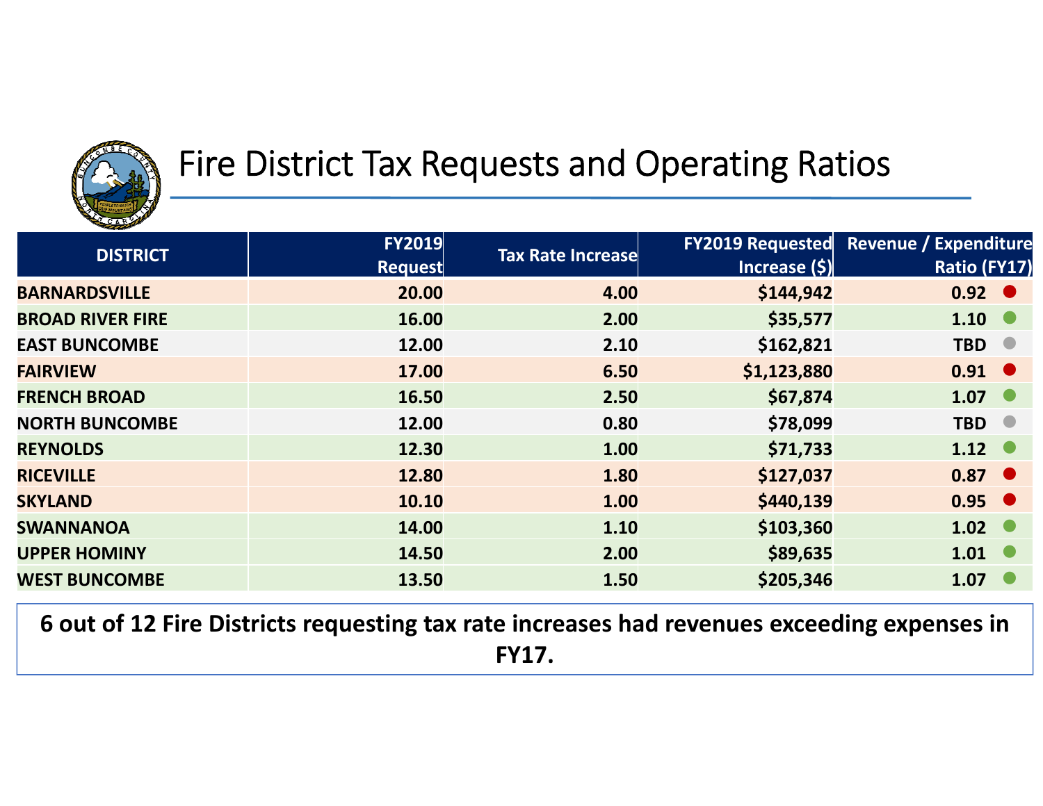# Fire District Tax Requests and Operating Ratios

| DISTRICT | FY2019 Request | Tax Rate Increase | FY2019 Requested Increase ($) | Revenue / Expenditure Ratio (FY17) |
|---|---|---|---|---|
| BARNARDSVILLE | 20.00 | 4.00 | $144,942 | 0.92 ● |
| BROAD RIVER FIRE | 16.00 | 2.00 | $35,577 | 1.10 ● |
| EAST BUNCOMBE | 12.00 | 2.10 | $162,821 | TBD ● |
| FAIRVIEW | 17.00 | 6.50 | $1,123,880 | 0.91 ● |
| FRENCH BROAD | 16.50 | 2.50 | $67,874 | 1.07 ● |
| NORTH BUNCOMBE | 12.00 | 0.80 | $78,099 | TBD ● |
| REYNOLDS | 12.30 | 1.00 | $71,733 | 1.12 ● |
| RICEVILLE | 12.80 | 1.80 | $127,037 | 0.87 ● |
| SKYLAND | 10.10 | 1.00 | $440,139 | 0.95 ● |
| SWANNANOA | 14.00 | 1.10 | $103,360 | 1.02 ● |
| UPPER HOMINY | 14.50 | 2.00 | $89,635 | 1.01 ● |
| WEST BUNCOMBE | 13.50 | 1.50 | $205,346 | 1.07 ● |

**6 out of 12 Fire Districts requesting tax rate increases had revenues exceeding expenses in FY17.**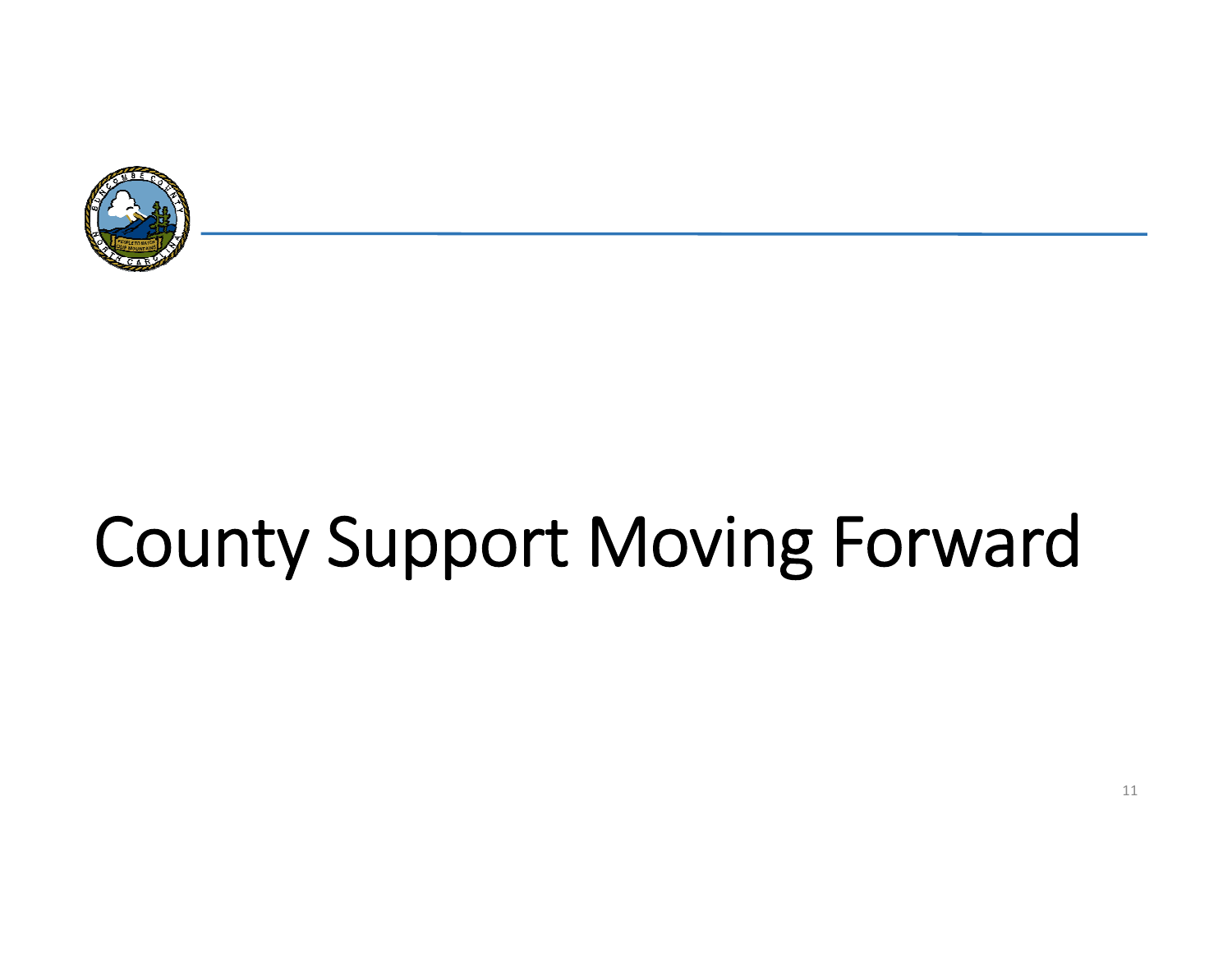# County Support Moving Forward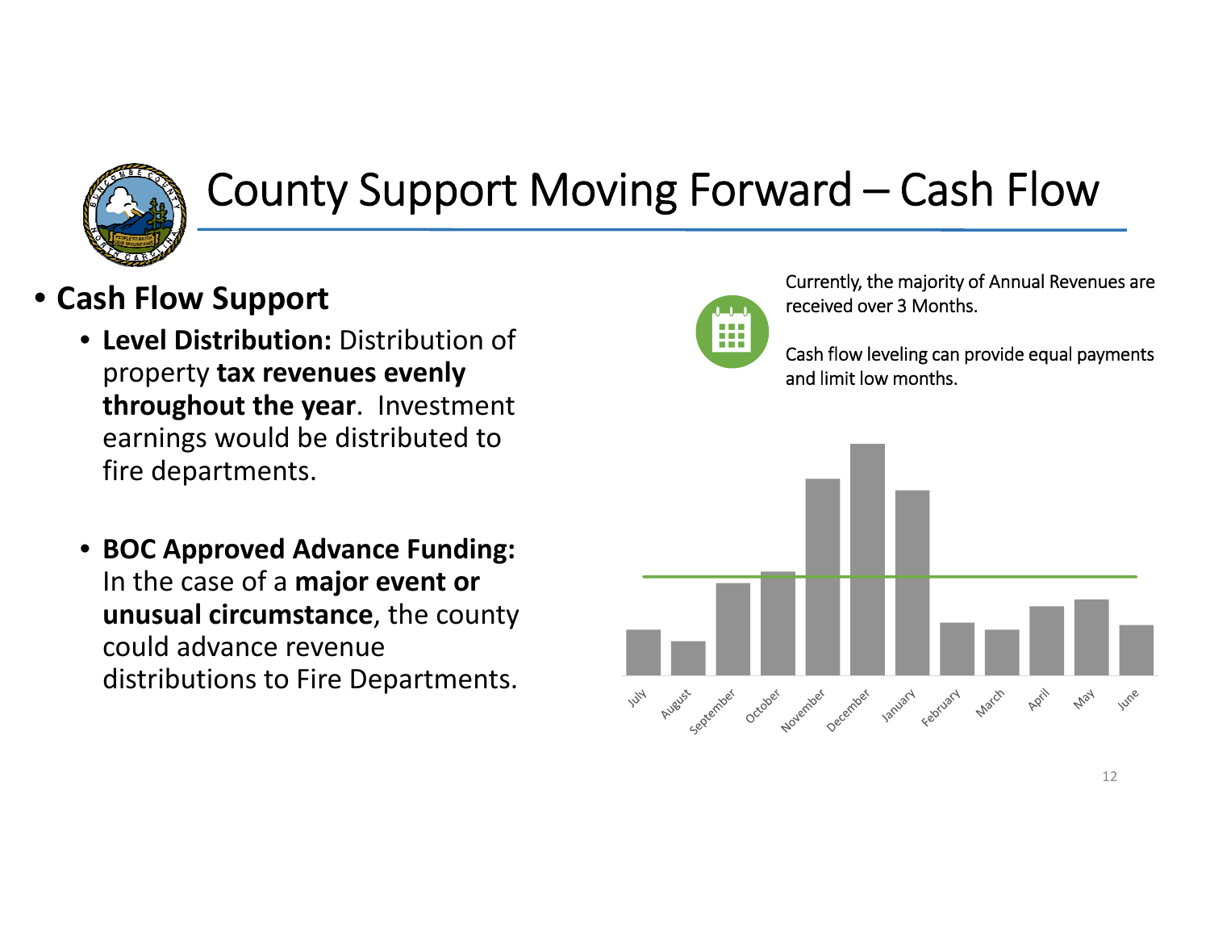# County Support Moving Forward – Cash Flow

- **Cash Flow Support**
  - **Level Distribution:** Distribution of property **tax revenues evenly throughout the year**. Investment earnings would be distributed to fire departments.
  - **BOC Approved Advance Funding:** In the case of a **major event or unusual circumstance**, the county could advance revenue distributions to Fire Departments.

Currently, the majority of Annual Revenues are received over 3 Months.

Cash flow leveling can provide equal payments and limit low months.

July, August, September, October, November, December, January, February, March, April, May, June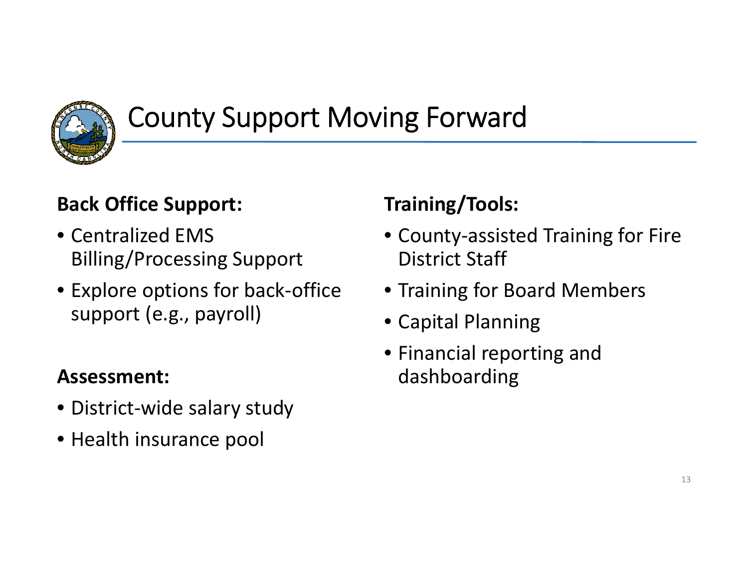# County Support Moving Forward

**Back Office Support:**

- Centralized EMS Billing/Processing Support
- Explore options for back-office support (e.g., payroll)

**Assessment:**

- District-wide salary study
- Health insurance pool

**Training/Tools:**

- County-assisted Training for Fire District Staff
- Training for Board Members
- Capital Planning
- Financial reporting and dashboarding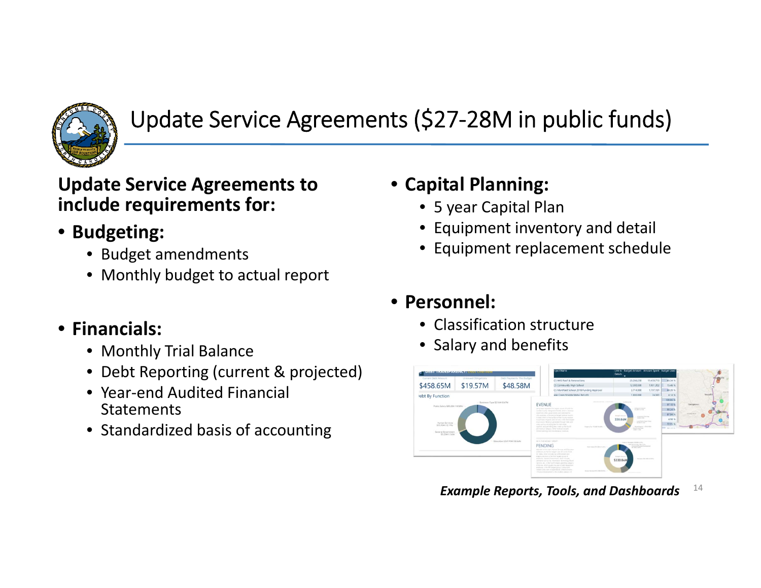# Update Service Agreements ($27-28M in public funds)

**Update Service Agreements to include requirements for:**

- **Budgeting:**
  - Budget amendments
  - Monthly budget to actual report
- **Financials:**
  - Monthly Trial Balance
  - Debt Reporting (current & projected)
  - Year-end Audited Financial Statements
  - Standardized basis of accounting
- **Capital Planning:**
  - 5 year Capital Plan
  - Equipment inventory and detail
  - Equipment replacement schedule
- **Personnel:**
  - Classification structure
  - Salary and benefits

***Example Reports, Tools, and Dashboards***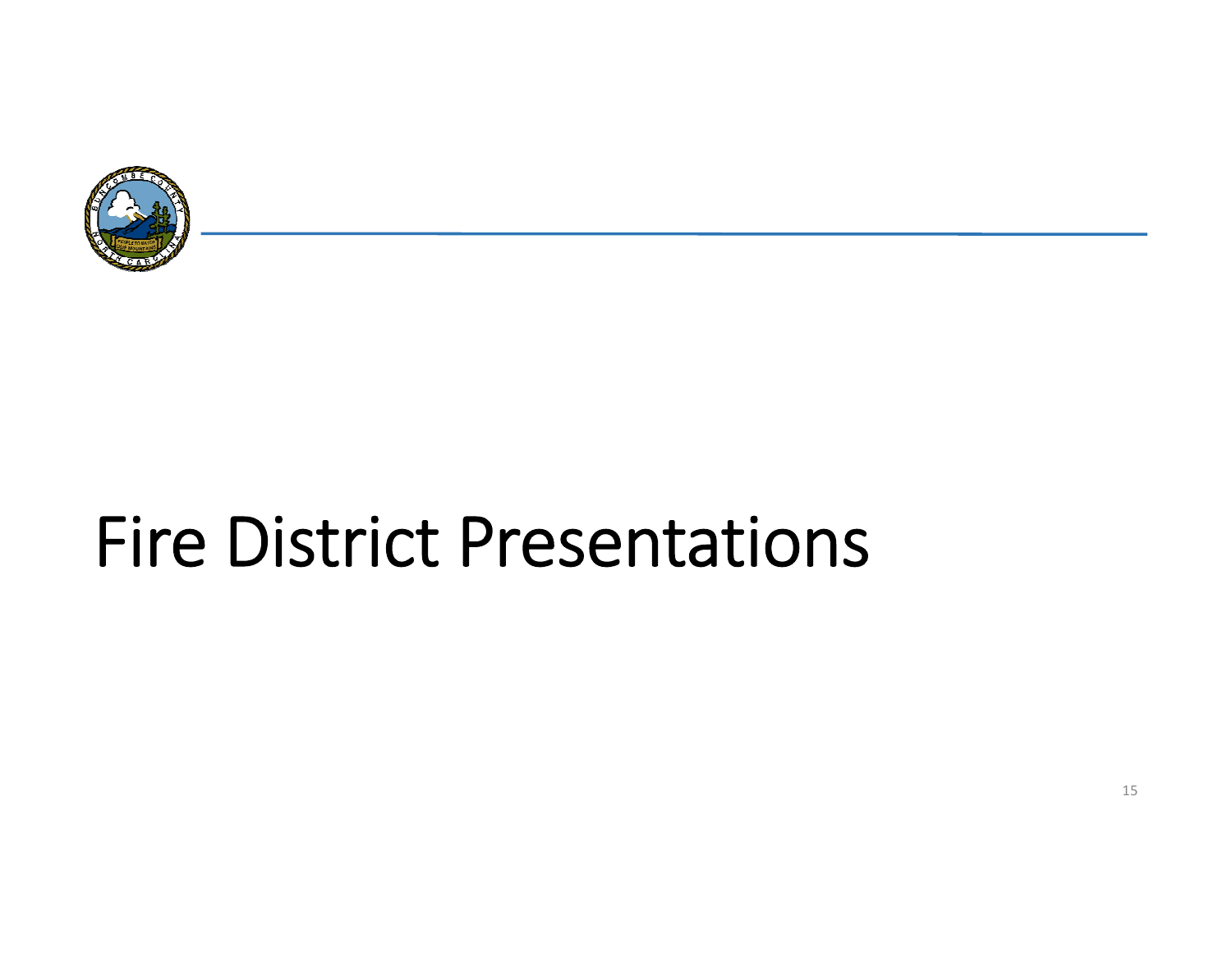# Fire District Presentations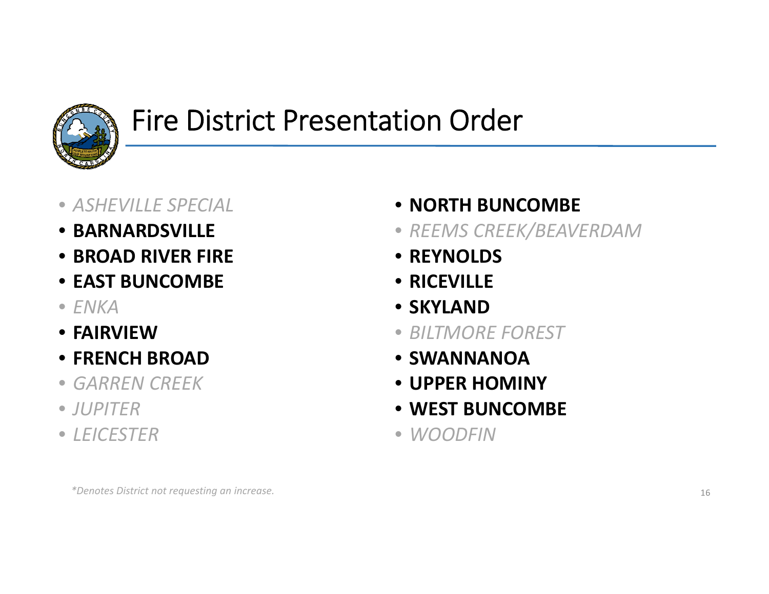# Fire District Presentation Order

- *ASHEVILLE SPECIAL*
- **BARNARDSVILLE**
- **BROAD RIVER FIRE**
- **EAST BUNCOMBE**
- *ENKA*
- **FAIRVIEW**
- **FRENCH BROAD**
- *GARREN CREEK*
- *JUPITER*
- *LEICESTER*
- **NORTH BUNCOMBE**
- *REEMS CREEK/BEAVERDAM*
- **REYNOLDS**
- **RICEVILLE**
- **SKYLAND**
- *BILTMORE FOREST*
- **SWANNANOA**
- **UPPER HOMINY**
- **WEST BUNCOMBE**
- *WOODFIN*

*\*Denotes District not requesting an increase.*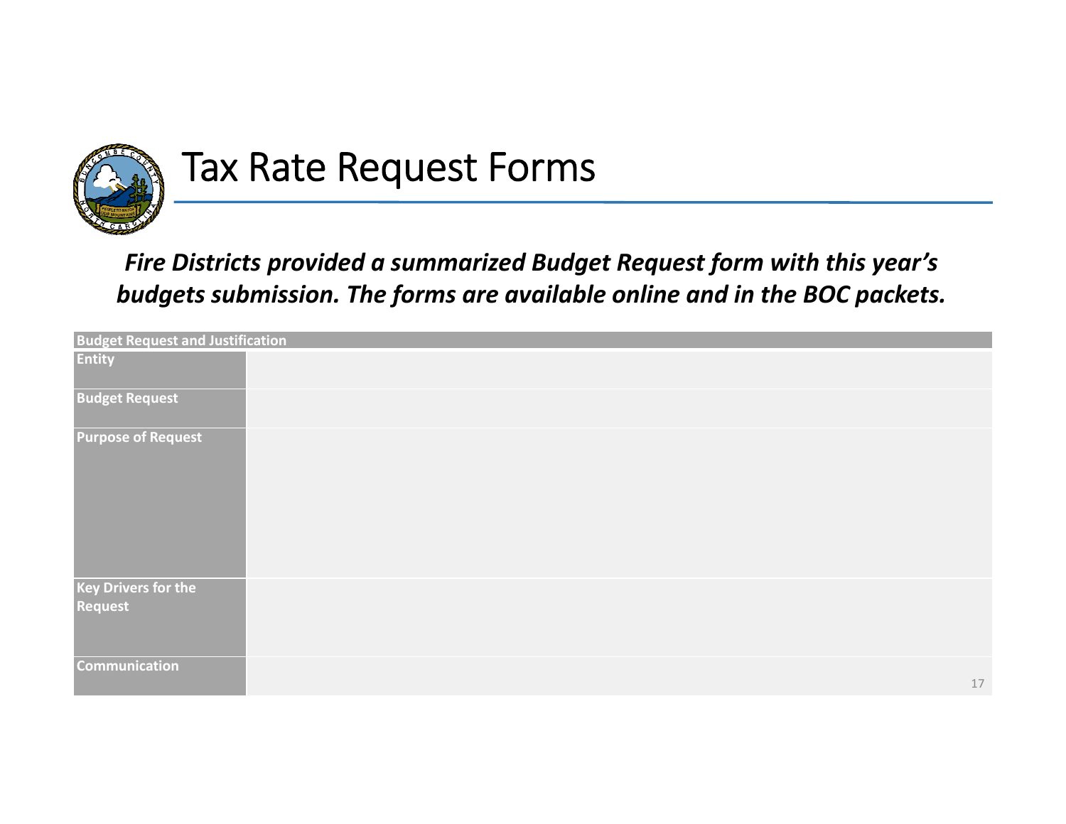# Tax Rate Request Forms

***Fire Districts provided a summarized Budget Request form with this year's budgets submission. The forms are available online and in the BOC packets.***

| Budget Request and Justification | |
|---|---|
| **Entity** | |
| **Budget Request** | |
| **Purpose of Request** | |
| **Key Drivers for the Request** | |
| **Communication** | |